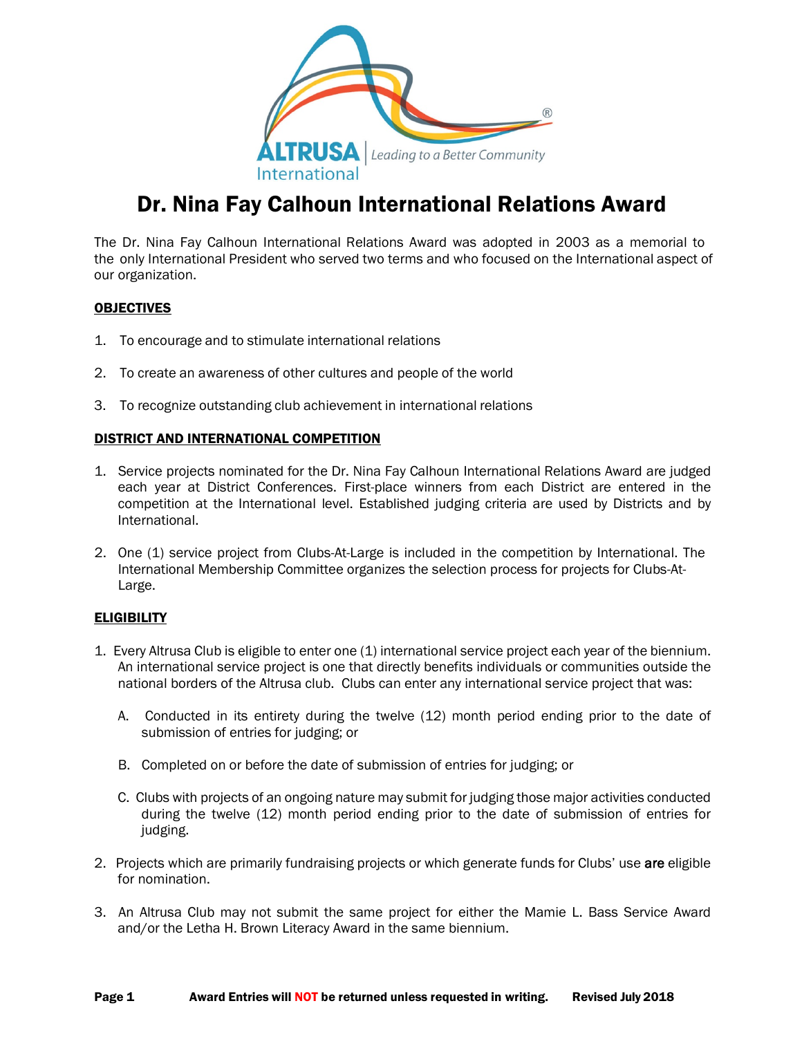# Dr. Nina Fay Calhoun International Relations Award

The Dr. Nina Fay Calhoun International Relations Award was adopted in 2003 as a memorial to the only International President who served two terms and who focused on the International aspect of our organization.

## OBJECTIVES

1. To encourage and to stimulate international relations
2. To create an awareness of other cultures and people of the world
3. To recognize outstanding club achievement in international relations

## DISTRICT AND INTERNATIONAL COMPETITION

1. Service projects nominated for the Dr. Nina Fay Calhoun International Relations Award are judged each year at District Conferences. First-place winners from each District are entered in the competition at the International level. Established judging criteria are used by Districts and by International.
2. One (1) service project from Clubs-At-Large is included in the competition by International. The International Membership Committee organizes the selection process for projects for Clubs-At-Large.

## ELIGIBILITY

1. Every Altrusa Club is eligible to enter one (1) international service project each year of the biennium. An international service project is one that directly benefits individuals or communities outside the national borders of the Altrusa club. Clubs can enter any international service project that was:
   - A. Conducted in its entirety during the twelve (12) month period ending prior to the date of submission of entries for judging; or
   - B. Completed on or before the date of submission of entries for judging; or
   - C. Clubs with projects of an ongoing nature may submit for judging those major activities conducted during the twelve (12) month period ending prior to the date of submission of entries for judging.
2. Projects which are primarily fundraising projects or which generate funds for Clubs' use **are** eligible for nomination.
3. An Altrusa Club may not submit the same project for either the Mamie L. Bass Service Award and/or the Letha H. Brown Literacy Award in the same biennium.

**Award Entries will NOT be returned unless requested in writing.**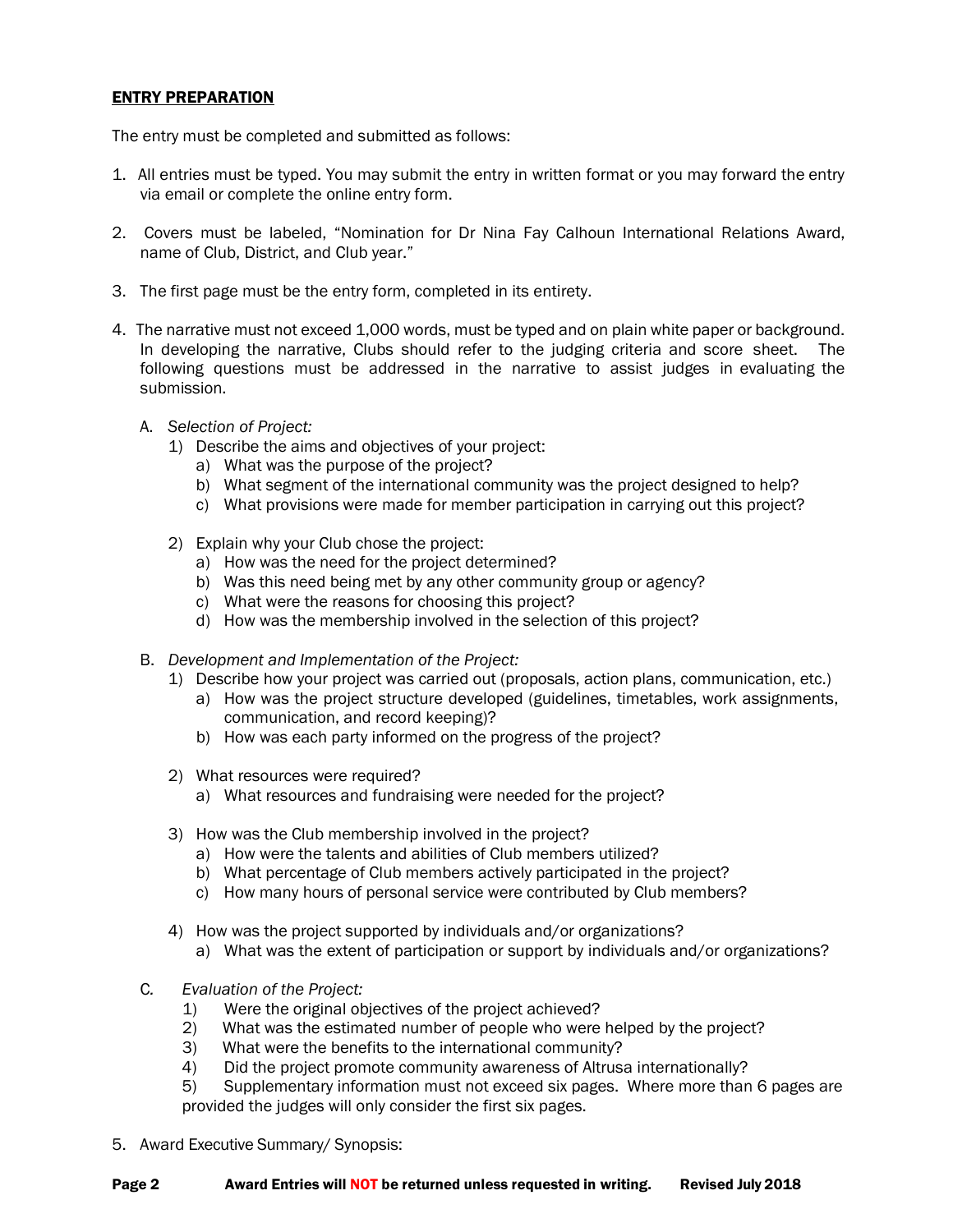## ENTRY PREPARATION

The entry must be completed and submitted as follows:

1. All entries must be typed. You may submit the entry in written format or you may forward the entry via email or complete the online entry form.

2. Covers must be labeled, "Nomination for Dr Nina Fay Calhoun International Relations Award, name of Club, District, and Club year."

3. The first page must be the entry form, completed in its entirety.

4. The narrative must not exceed 1,000 words, must be typed and on plain white paper or background. In developing the narrative, Clubs should refer to the judging criteria and score sheet. The following questions must be addressed in the narrative to assist judges in evaluating the submission.

   A. *Selection of Project:*
      1) Describe the aims and objectives of your project:
         a) What was the purpose of the project?
         b) What segment of the international community was the project designed to help?
         c) What provisions were made for member participation in carrying out this project?

      2) Explain why your Club chose the project:
         a) How was the need for the project determined?
         b) Was this need being met by any other community group or agency?
         c) What were the reasons for choosing this project?
         d) How was the membership involved in the selection of this project?

   B. *Development and Implementation of the Project:*
      1) Describe how your project was carried out (proposals, action plans, communication, etc.)
         a) How was the project structure developed (guidelines, timetables, work assignments, communication, and record keeping)?
         b) How was each party informed on the progress of the project?

      2) What resources were required?
         a) What resources and fundraising were needed for the project?

      3) How was the Club membership involved in the project?
         a) How were the talents and abilities of Club members utilized?
         b) What percentage of Club members actively participated in the project?
         c) How many hours of personal service were contributed by Club members?

      4) How was the project supported by individuals and/or organizations?
         a) What was the extent of participation or support by individuals and/or organizations?

   C. *Evaluation of the Project:*
      1) Were the original objectives of the project achieved?
      2) What was the estimated number of people who were helped by the project?
      3) What were the benefits to the international community?
      4) Did the project promote community awareness of Altrusa internationally?
      5) Supplementary information must not exceed six pages. Where more than 6 pages are provided the judges will only consider the first six pages.

5. Award Executive Summary/ Synopsis: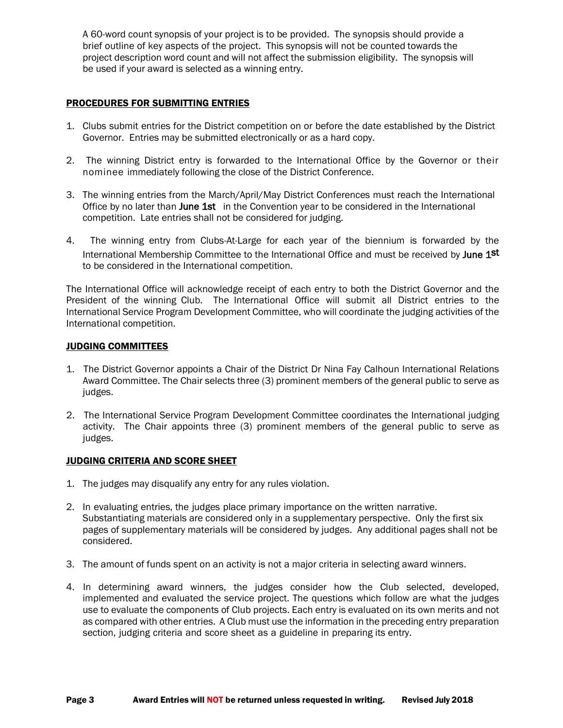A 60-word count synopsis of your project is to be provided. The synopsis should provide a brief outline of key aspects of the project. This synopsis will not be counted towards the project description word count and will not affect the submission eligibility. The synopsis will be used if your award is selected as a winning entry.

## PROCEDURES FOR SUBMITTING ENTRIES

1. Clubs submit entries for the District competition on or before the date established by the District Governor. Entries may be submitted electronically or as a hard copy.

2. The winning District entry is forwarded to the International Office by the Governor or their nominee immediately following the close of the District Conference.

3. The winning entries from the March/April/May District Conferences must reach the International Office by no later than **June 1st** in the Convention year to be considered in the International competition. Late entries shall not be considered for judging.

4. The winning entry from Clubs-At-Large for each year of the biennium is forwarded by the International Membership Committee to the International Office and must be received by **June 1st** to be considered in the International competition.

The International Office will acknowledge receipt of each entry to both the District Governor and the President of the winning Club. The International Office will submit all District entries to the International Service Program Development Committee, who will coordinate the judging activities of the International competition.

## JUDGING COMMITTEES

1. The District Governor appoints a Chair of the District Dr Nina Fay Calhoun International Relations Award Committee. The Chair selects three (3) prominent members of the general public to serve as judges.

2. The International Service Program Development Committee coordinates the International judging activity. The Chair appoints three (3) prominent members of the general public to serve as judges.

## JUDGING CRITERIA AND SCORE SHEET

1. The judges may disqualify any entry for any rules violation.

2. In evaluating entries, the judges place primary importance on the written narrative. Substantiating materials are considered only in a supplementary perspective. Only the first six pages of supplementary materials will be considered by judges. Any additional pages shall not be considered.

3. The amount of funds spent on an activity is not a major criteria in selecting award winners.

4. In determining award winners, the judges consider how the Club selected, developed, implemented and evaluated the service project. The questions which follow are what the judges use to evaluate the components of Club projects. Each entry is evaluated on its own merits and not as compared with other entries. A Club must use the information in the preceding entry preparation section, judging criteria and score sheet as a guideline in preparing its entry.

**Award Entries will NOT be returned unless requested in writing.**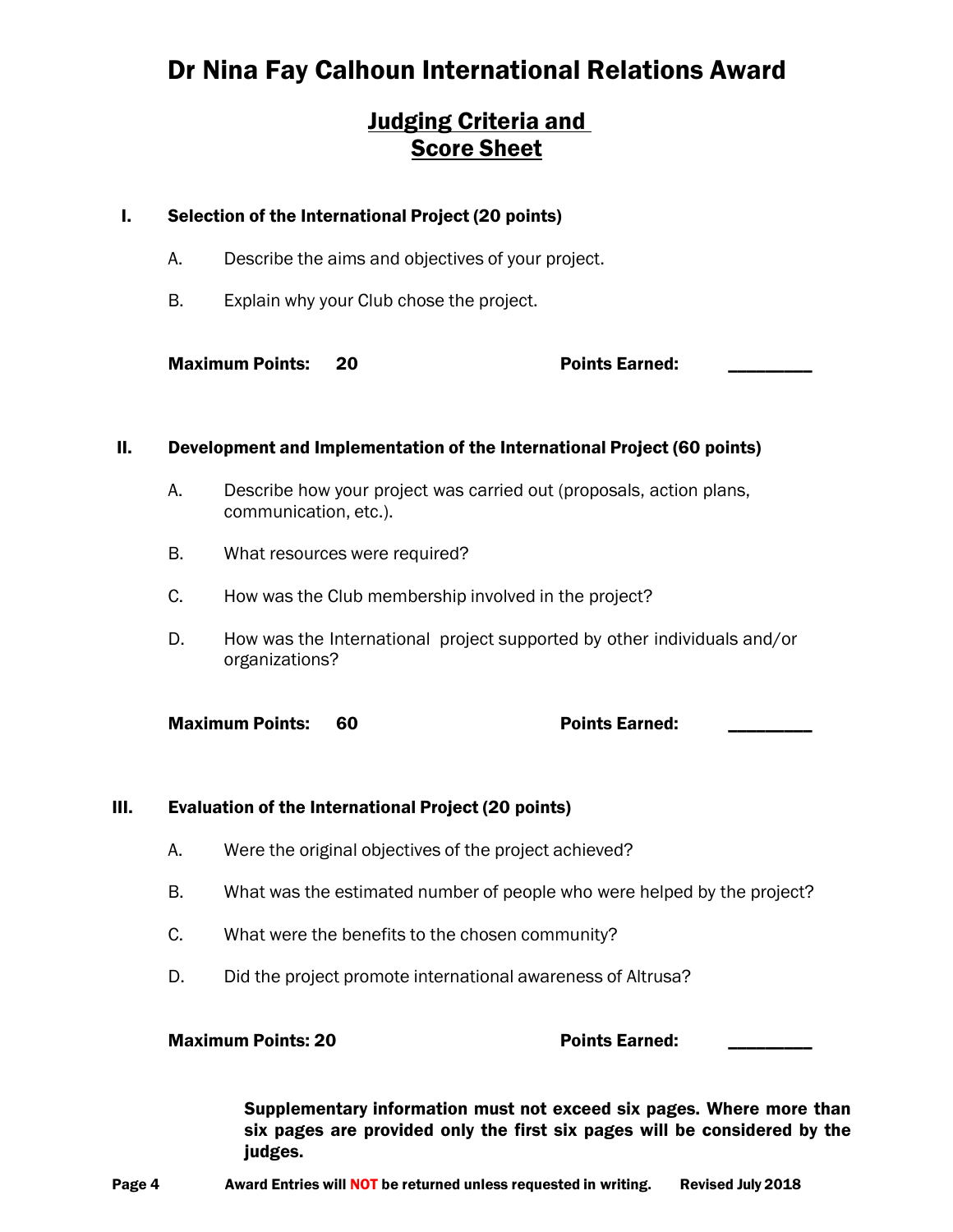# Dr Nina Fay Calhoun International Relations Award

## Judging Criteria and Score Sheet

**I. Selection of the International Project (20 points)**

A. Describe the aims and objectives of your project.

B. Explain why your Club chose the project.

**Maximum Points: 20** **Points Earned: ________**

**II. Development and Implementation of the International Project (60 points)**

A. Describe how your project was carried out (proposals, action plans, communication, etc.).

B. What resources were required?

C. How was the Club membership involved in the project?

D. How was the International project supported by other individuals and/or organizations?

**Maximum Points: 60** **Points Earned: ________**

**III. Evaluation of the International Project (20 points)**

A. Were the original objectives of the project achieved?

B. What was the estimated number of people who were helped by the project?

C. What were the benefits to the chosen community?

D. Did the project promote international awareness of Altrusa?

**Maximum Points: 20** **Points Earned: ________**

**Supplementary information must not exceed six pages. Where more than six pages are provided only the first six pages will be considered by the judges.**

**Award Entries will NOT be returned unless requested in writing.** **Revised July 2018**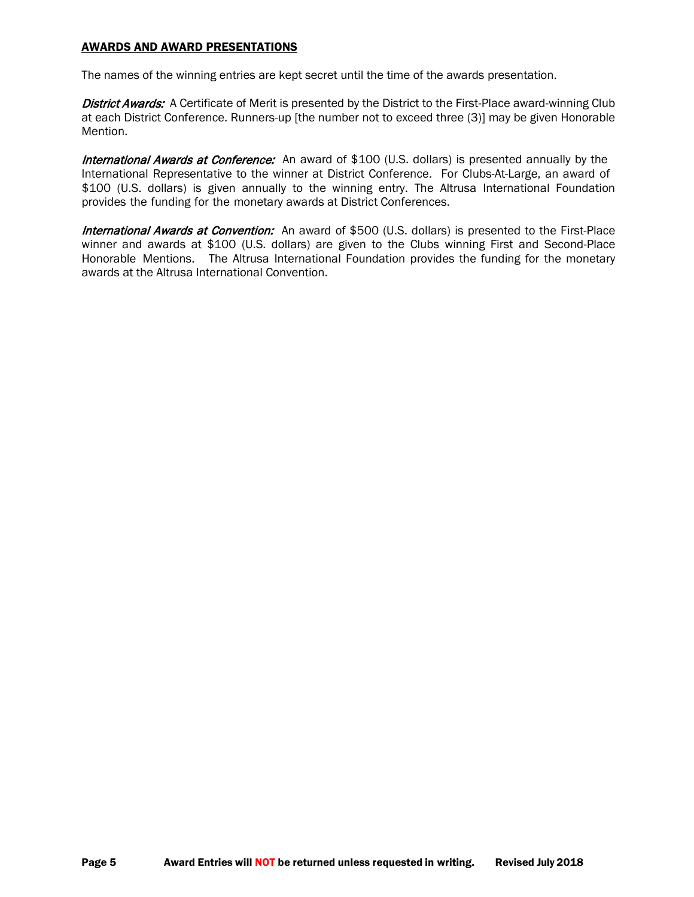## AWARDS AND AWARD PRESENTATIONS

The names of the winning entries are kept secret until the time of the awards presentation.

***District Awards:*** A Certificate of Merit is presented by the District to the First-Place award-winning Club at each District Conference. Runners-up [the number not to exceed three (3)] may be given Honorable Mention.

***International Awards at Conference:*** An award of $100 (U.S. dollars) is presented annually by the International Representative to the winner at District Conference. For Clubs-At-Large, an award of $100 (U.S. dollars) is given annually to the winning entry. The Altrusa International Foundation provides the funding for the monetary awards at District Conferences.

***International Awards at Convention:*** An award of $500 (U.S. dollars) is presented to the First-Place winner and awards at $100 (U.S. dollars) are given to the Clubs winning First and Second-Place Honorable Mentions. The Altrusa International Foundation provides the funding for the monetary awards at the Altrusa International Convention.

**Award Entries will NOT be returned unless requested in writing.**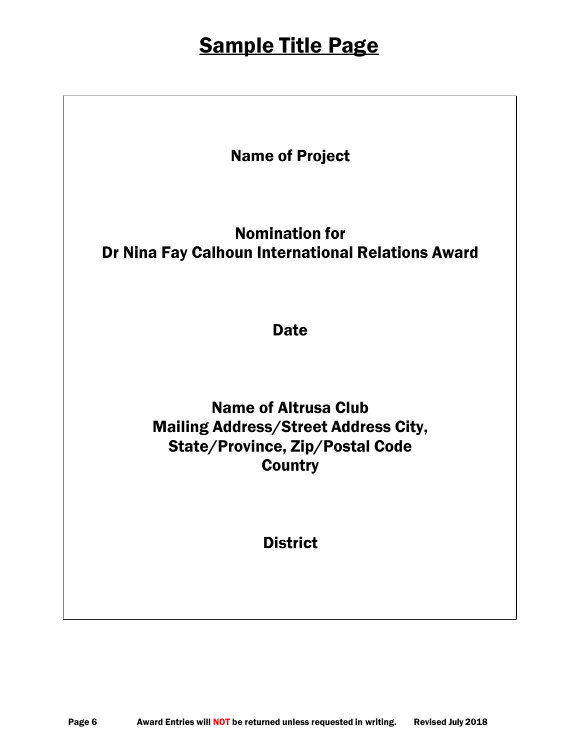# Sample Title Page

**Name of Project**

**Nomination for**
**Dr Nina Fay Calhoun International Relations Award**

**Date**

**Name of Altrusa Club**
**Mailing Address/Street Address City,**
**State/Province, Zip/Postal Code**
**Country**

**District**

Award Entries will NOT be returned unless requested in writing. Revised July 2018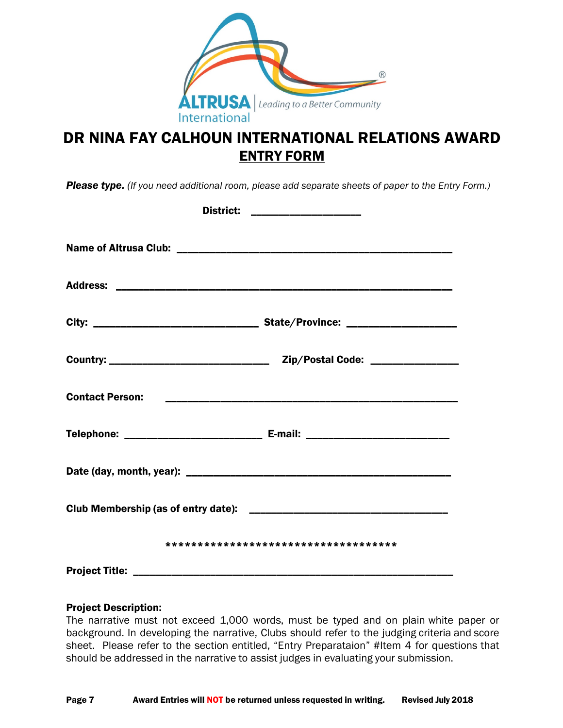# DR NINA FAY CALHOUN INTERNATIONAL RELATIONS AWARD

## ENTRY FORM

***Please type.*** *(If you need additional room, please add separate sheets of paper to the Entry Form.)*

**District:** ____________________

**Name of Altrusa Club:** __________________________________________________

**Address:** ____________________________________________________________

**City:** ______________________________ **State/Province:** ____________________

**Country:** _____________________________ **Zip/Postal Code:** ________________

**Contact Person:** _____________________________________________________

**Telephone:** _________________________ **E-mail:** __________________________

**Date (day, month, year):** ________________________________________________

**Club Membership (as of entry date):** ____________________________________

*************************************

**Project Title:** _________________________________________________________

**Project Description:**
The narrative must not exceed 1,000 words, must be typed and on plain white paper or background. In developing the narrative, Clubs should refer to the judging criteria and score sheet. Please refer to the section entitled, "Entry Preparataion" #Item 4 for questions that should be addressed in the narrative to assist judges in evaluating your submission.

**Award Entries will NOT be returned unless requested in writing.** **Revised July 2018**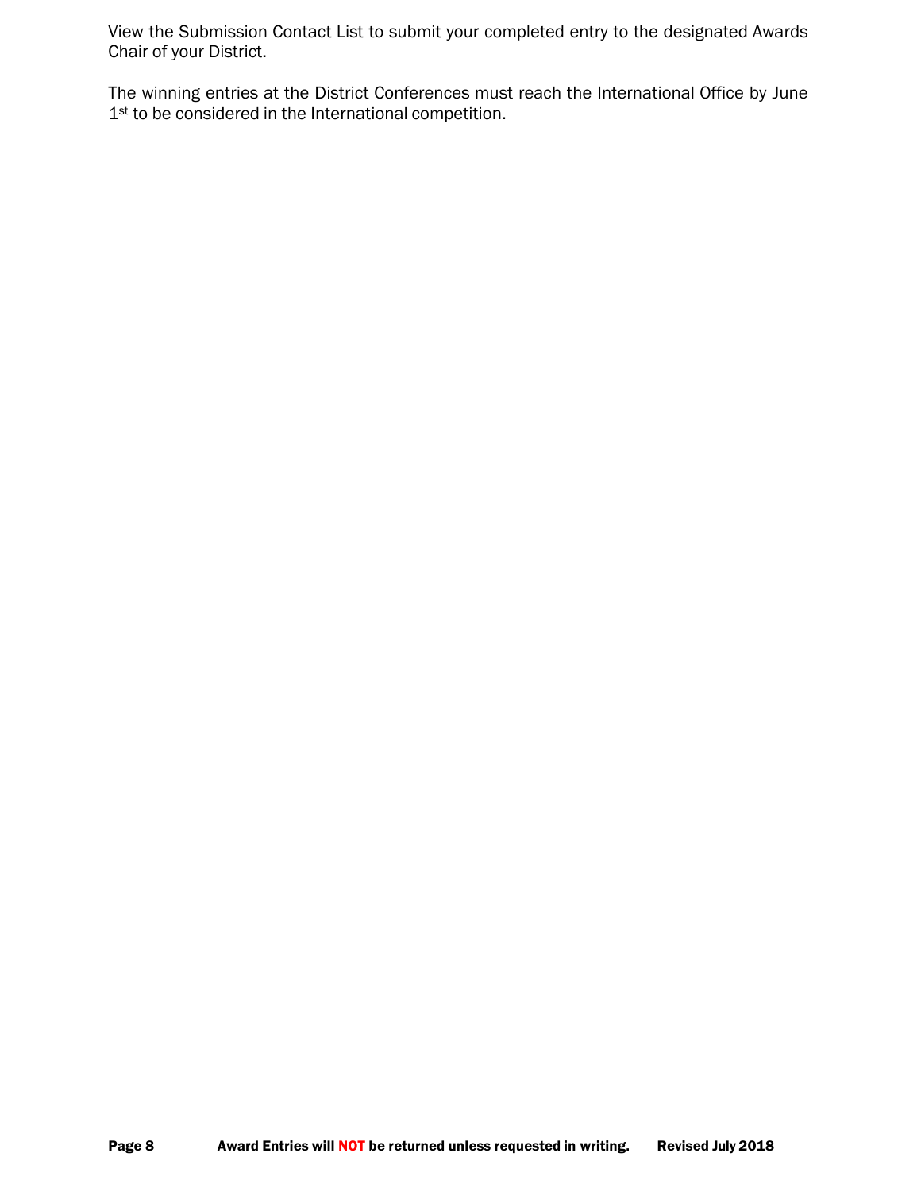View the Submission Contact List to submit your completed entry to the designated Awards Chair of your District.

The winning entries at the District Conferences must reach the International Office by June 1st to be considered in the International competition.